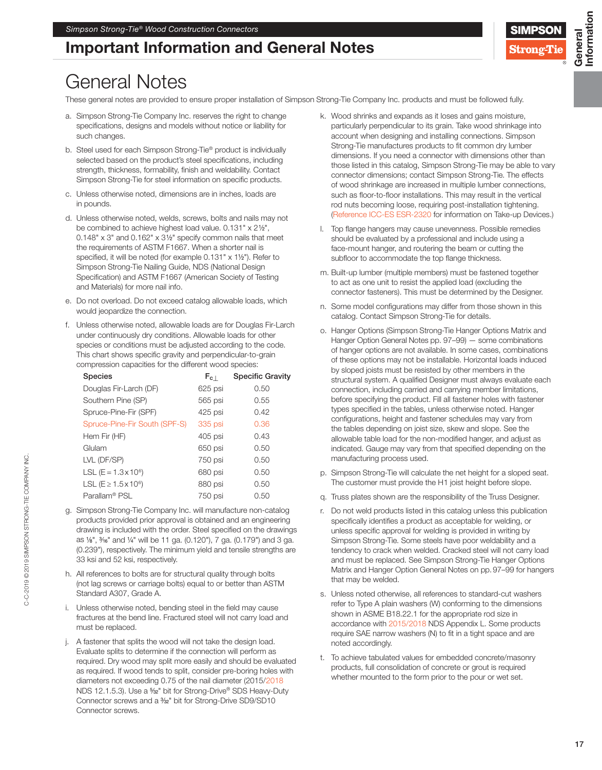# Important Information and General Notes

## General Notes

These general notes are provided to ensure proper installation of Simpson Strong-Tie Company Inc. products and must be followed fully.

a. Simpson Strong-Tie Company Inc. reserves the right to change specifications, designs and models without notice or liability for such changes.

b. Steel used for each Simpson Strong-Tie® product is individually selected based on the product's steel specifications, including strength, thickness, formability, finish and weldability. Contact Simpson Strong-Tie for steel information on specific products.

c. Unless otherwise noted, dimensions are in inches, loads are in pounds.

d. Unless otherwise noted, welds, screws, bolts and nails may not be combined to achieve highest load value. 0.131" x 2½", 0.148" x 3" and 0.162" x 3½" specify common nails that meet the requirements of ASTM F1667. When a shorter nail is specified, it will be noted (for example 0.131" x 1½"). Refer to Simpson Strong-Tie Nailing Guide, NDS (National Design Specification) and ASTM F1667 (American Society of Testing and Materials) for more nail info.

e. Do not overload. Do not exceed catalog allowable loads, which would jeopardize the connection.

f. Unless otherwise noted, allowable loads are for Douglas Fir-Larch under continuously dry conditions. Allowable loads for other species or conditions must be adjusted according to the code. This chart shows specific gravity and perpendicular-to-grain compression capacities for the different wood species:

| Species | $F_{c\perp}$ | Specific Gravity |
|---|---|---|
| Douglas Fir-Larch (DF) | 625 psi | 0.50 |
| Southern Pine (SP) | 565 psi | 0.55 |
| Spruce-Pine-Fir (SPF) | 425 psi | 0.42 |
| Spruce-Pine-Fir South (SPF-S) | 335 psi | 0.36 |
| Hem Fir (HF) | 405 psi | 0.43 |
| Glulam | 650 psi | 0.50 |
| LVL (DF/SP) | 750 psi | 0.50 |
| LSL ($E = 1.3 \times 10^6$) | 680 psi | 0.50 |
| LSL ($E \geq 1.5 \times 10^6$) | 880 psi | 0.50 |
| Parallam® PSL | 750 psi | 0.50 |

g. Simpson Strong-Tie Company Inc. will manufacture non-catalog products provided prior approval is obtained and an engineering drawing is included with the order. Steel specified on the drawings as ⅛", 3/16" and ¼" will be 11 ga. (0.120"), 7 ga. (0.179") and 3 ga. (0.239"), respectively. The minimum yield and tensile strengths are 33 ksi and 52 ksi, respectively.

h. All references to bolts are for structural quality through bolts (not lag screws or carriage bolts) equal to or better than ASTM Standard A307, Grade A.

i. Unless otherwise noted, bending steel in the field may cause fractures at the bend line. Fractured steel will not carry load and must be replaced.

j. A fastener that splits the wood will not take the design load. Evaluate splits to determine if the connection will perform as required. Dry wood may split more easily and should be evaluated as required. If wood tends to split, consider pre-boring holes with diameters not exceeding 0.75 of the nail diameter (2015/2018 NDS 12.1.5.3). Use a 5/32" bit for Strong-Drive® SDS Heavy-Duty Connector screws and a 3/32" bit for Strong-Drive SD9/SD10 Connector screws.

k. Wood shrinks and expands as it loses and gains moisture, particularly perpendicular to its grain. Take wood shrinkage into account when designing and installing connections. Simpson Strong-Tie manufactures products to fit common dry lumber dimensions. If you need a connector with dimensions other than those listed in this catalog, Simpson Strong-Tie may be able to vary connector dimensions; contact Simpson Strong-Tie. The effects of wood shrinkage are increased in multiple lumber connections, such as floor-to-floor installations. This may result in the vertical rod nuts becoming loose, requiring post-installation tightening. (Reference ICC-ES ESR-2320 for information on Take-up Devices.)

l. Top flange hangers may cause unevenness. Possible remedies should be evaluated by a professional and include using a face-mount hanger, and routering the beam or cutting the subfloor to accommodate the top flange thickness.

m. Built-up lumber (multiple members) must be fastened together to act as one unit to resist the applied load (excluding the connector fasteners). This must be determined by the Designer.

n. Some model configurations may differ from those shown in this catalog. Contact Simpson Strong-Tie for details.

o. Hanger Options (Simpson Strong-Tie Hanger Options Matrix and Hanger Option General Notes pp. 97–99) — some combinations of hanger options are not available. In some cases, combinations of these options may not be installable. Horizontal loads induced by sloped joists must be resisted by other members in the structural system. A qualified Designer must always evaluate each connection, including carried and carrying member limitations, before specifying the product. Fill all fastener holes with fastener types specified in the tables, unless otherwise noted. Hanger configurations, height and fastener schedules may vary from the tables depending on joist size, skew and slope. See the allowable table load for the non-modified hanger, and adjust as indicated. Gauge may vary from that specified depending on the manufacturing process used.

p. Simpson Strong-Tie will calculate the net height for a sloped seat. The customer must provide the H1 joist height before slope.

q. Truss plates shown are the responsibility of the Truss Designer.

r. Do not weld products listed in this catalog unless this publication specifically identifies a product as acceptable for welding, or unless specific approval for welding is provided in writing by Simpson Strong-Tie. Some steels have poor weldability and a tendency to crack when welded. Cracked steel will not carry load and must be replaced. See Simpson Strong-Tie Hanger Options Matrix and Hanger Option General Notes on pp. 97–99 for hangers that may be welded.

s. Unless noted otherwise, all references to standard-cut washers refer to Type A plain washers (W) conforming to the dimensions shown in ASME B18.22.1 for the appropriate rod size in accordance with 2015/2018 NDS Appendix L. Some products require SAE narrow washers (N) to fit in a tight space and are noted accordingly.

t. To achieve tabulated values for embedded concrete/masonry products, full consolidation of concrete or grout is required whether mounted to the form prior to the pour or wet set.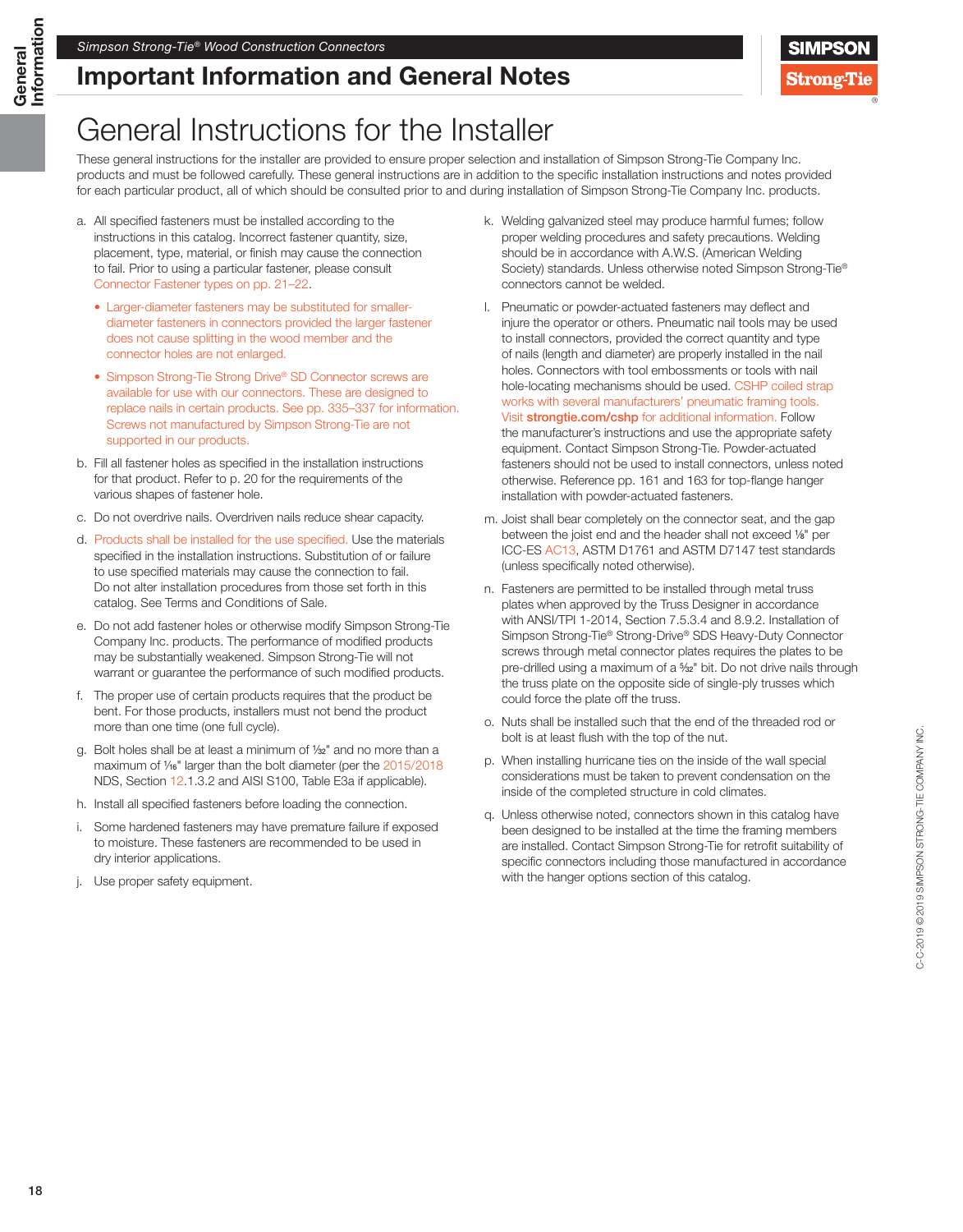## Important Information and General Notes

# General Instructions for the Installer

These general instructions for the installer are provided to ensure proper selection and installation of Simpson Strong-Tie Company Inc. products and must be followed carefully. These general instructions are in addition to the specific installation instructions and notes provided for each particular product, all of which should be consulted prior to and during installation of Simpson Strong-Tie Company Inc. products.

a. All specified fasteners must be installed according to the instructions in this catalog. Incorrect fastener quantity, size, placement, type, material, or finish may cause the connection to fail. Prior to using a particular fastener, please consult Connector Fastener types on pp. 21–22.

  - Larger-diameter fasteners may be substituted for smaller-diameter fasteners in connectors provided the larger fastener does not cause splitting in the wood member and the connector holes are not enlarged.
  - Simpson Strong-Tie Strong Drive® SD Connector screws are available for use with our connectors. These are designed to replace nails in certain products. See pp. 335–337 for information. Screws not manufactured by Simpson Strong-Tie are not supported in our products.

b. Fill all fastener holes as specified in the installation instructions for that product. Refer to p. 20 for the requirements of the various shapes of fastener hole.

c. Do not overdrive nails. Overdriven nails reduce shear capacity.

d. Products shall be installed for the use specified. Use the materials specified in the installation instructions. Substitution of or failure to use specified materials may cause the connection to fail. Do not alter installation procedures from those set forth in this catalog. See Terms and Conditions of Sale.

e. Do not add fastener holes or otherwise modify Simpson Strong-Tie Company Inc. products. The performance of modified products may be substantially weakened. Simpson Strong-Tie will not warrant or guarantee the performance of such modified products.

f. The proper use of certain products requires that the product be bent. For those products, installers must not bend the product more than one time (one full cycle).

g. Bolt holes shall be at least a minimum of 1⁄32" and no more than a maximum of 1⁄16" larger than the bolt diameter (per the 2015/2018 NDS, Section 12.1.3.2 and AISI S100, Table E3a if applicable).

h. Install all specified fasteners before loading the connection.

i. Some hardened fasteners may have premature failure if exposed to moisture. These fasteners are recommended to be used in dry interior applications.

j. Use proper safety equipment.

k. Welding galvanized steel may produce harmful fumes; follow proper welding procedures and safety precautions. Welding should be in accordance with A.W.S. (American Welding Society) standards. Unless otherwise noted Simpson Strong-Tie® connectors cannot be welded.

l. Pneumatic or powder-actuated fasteners may deflect and injure the operator or others. Pneumatic nail tools may be used to install connectors, provided the correct quantity and type of nails (length and diameter) are properly installed in the nail holes. Connectors with tool embossments or tools with nail hole-locating mechanisms should be used. CSHP coiled strap works with several manufacturers' pneumatic framing tools. Visit **strongtie.com/cshp** for additional information. Follow the manufacturer's instructions and use the appropriate safety equipment. Contact Simpson Strong-Tie. Powder-actuated fasteners should not be used to install connectors, unless noted otherwise. Reference pp. 161 and 163 for top-flange hanger installation with powder-actuated fasteners.

m. Joist shall bear completely on the connector seat, and the gap between the joist end and the header shall not exceed 1⁄8" per ICC-ES AC13, ASTM D1761 and ASTM D7147 test standards (unless specifically noted otherwise).

n. Fasteners are permitted to be installed through metal truss plates when approved by the Truss Designer in accordance with ANSI/TPI 1-2014, Section 7.5.3.4 and 8.9.2. Installation of Simpson Strong-Tie® Strong-Drive® SDS Heavy-Duty Connector screws through metal connector plates requires the plates to be pre-drilled using a maximum of a 5⁄32" bit. Do not drive nails through the truss plate on the opposite side of single-ply trusses which could force the plate off the truss.

o. Nuts shall be installed such that the end of the threaded rod or bolt is at least flush with the top of the nut.

p. When installing hurricane ties on the inside of the wall special considerations must be taken to prevent condensation on the inside of the completed structure in cold climates.

q. Unless otherwise noted, connectors shown in this catalog have been designed to be installed at the time the framing members are installed. Contact Simpson Strong-Tie for retrofit suitability of specific connectors including those manufactured in accordance with the hanger options section of this catalog.